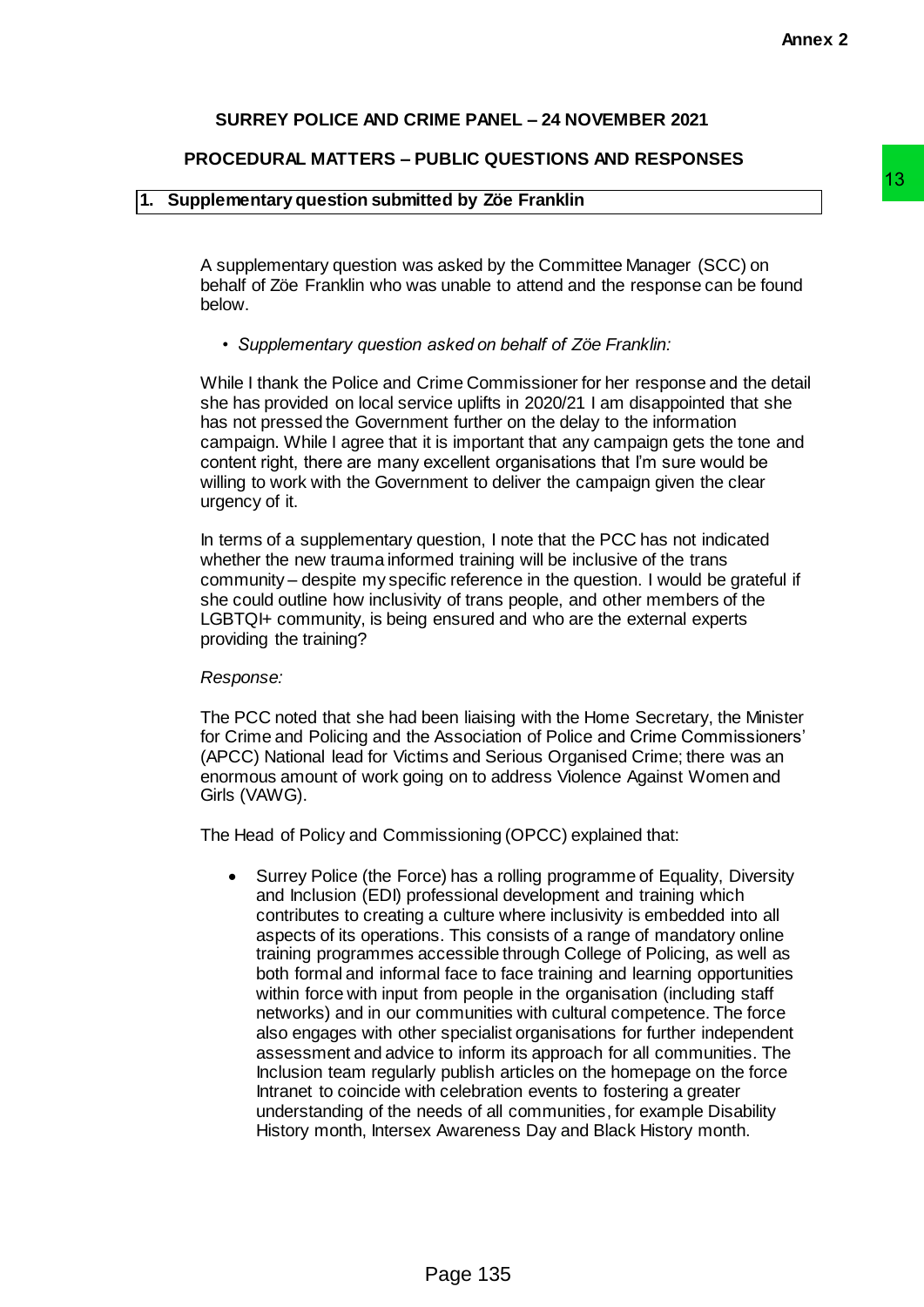Annex 2

**SURREY POLICE AND CRIME PANEL – 24 NOVEMBER 2021**

**PROCEDURAL MATTERS – PUBLIC QUESTIONS AND RESPONSES**

**1. Supplementary question submitted by Zöe Franklin**

A supplementary question was asked by the Committee Manager (SCC) on behalf of Zöe Franklin who was unable to attend and the response can be found below.

- *Supplementary question asked on behalf of Zöe Franklin:*

While I thank the Police and Crime Commissioner for her response and the detail she has provided on local service uplifts in 2020/21 I am disappointed that she has not pressed the Government further on the delay to the information campaign. While I agree that it is important that any campaign gets the tone and content right, there are many excellent organisations that I'm sure would be willing to work with the Government to deliver the campaign given the clear urgency of it.

In terms of a supplementary question, I note that the PCC has not indicated whether the new trauma informed training will be inclusive of the trans community – despite my specific reference in the question. I would be grateful if she could outline how inclusivity of trans people, and other members of the LGBTQI+ community, is being ensured and who are the external experts providing the training?

*Response:*

The PCC noted that she had been liaising with the Home Secretary, the Minister for Crime and Policing and the Association of Police and Crime Commissioners' (APCC) National lead for Victims and Serious Organised Crime; there was an enormous amount of work going on to address Violence Against Women and Girls (VAWG).

The Head of Policy and Commissioning (OPCC) explained that:

- Surrey Police (the Force) has a rolling programme of Equality, Diversity and Inclusion (EDI) professional development and training which contributes to creating a culture where inclusivity is embedded into all aspects of its operations. This consists of a range of mandatory online training programmes accessible through College of Policing, as well as both formal and informal face to face training and learning opportunities within force with input from people in the organisation (including staff networks) and in our communities with cultural competence. The force also engages with other specialist organisations for further independent assessment and advice to inform its approach for all communities. The Inclusion team regularly publish articles on the homepage on the force Intranet to coincide with celebration events to fostering a greater understanding of the needs of all communities, for example Disability History month, Intersex Awareness Day and Black History month.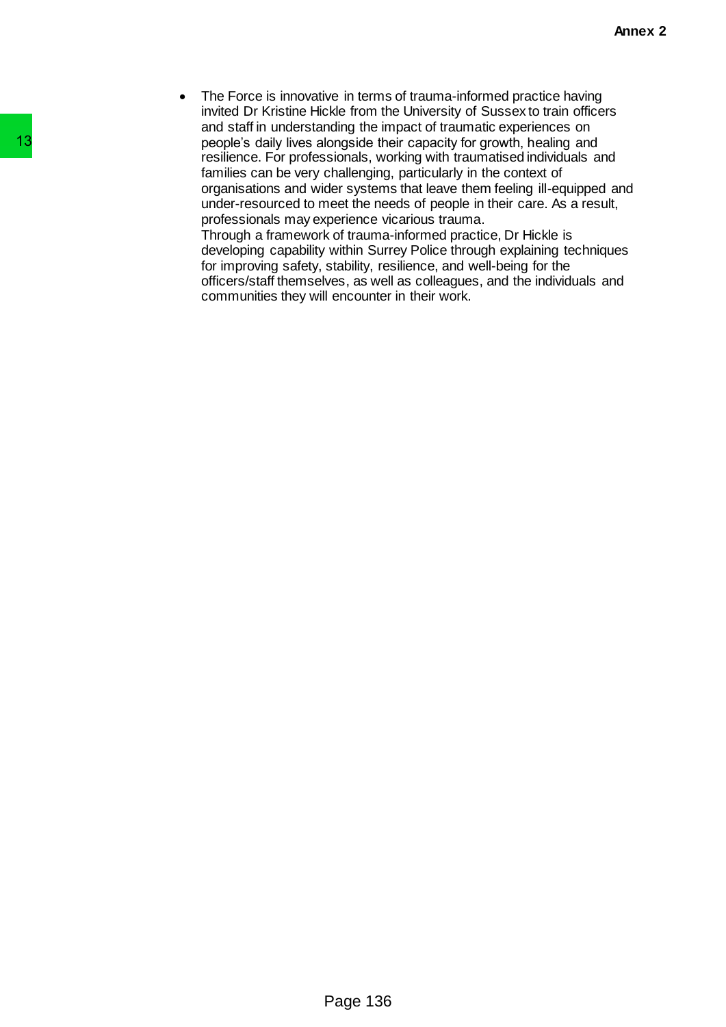- The Force is innovative in terms of trauma-informed practice having invited Dr Kristine Hickle from the University of Sussex to train officers and staff in understanding the impact of traumatic experiences on people's daily lives alongside their capacity for growth, healing and resilience. For professionals, working with traumatised individuals and families can be very challenging, particularly in the context of organisations and wider systems that leave them feeling ill-equipped and under-resourced to meet the needs of people in their care. As a result, professionals may experience vicarious trauma.
  Through a framework of trauma-informed practice, Dr Hickle is developing capability within Surrey Police through explaining techniques for improving safety, stability, resilience, and well-being for the officers/staff themselves, as well as colleagues, and the individuals and communities they will encounter in their work.